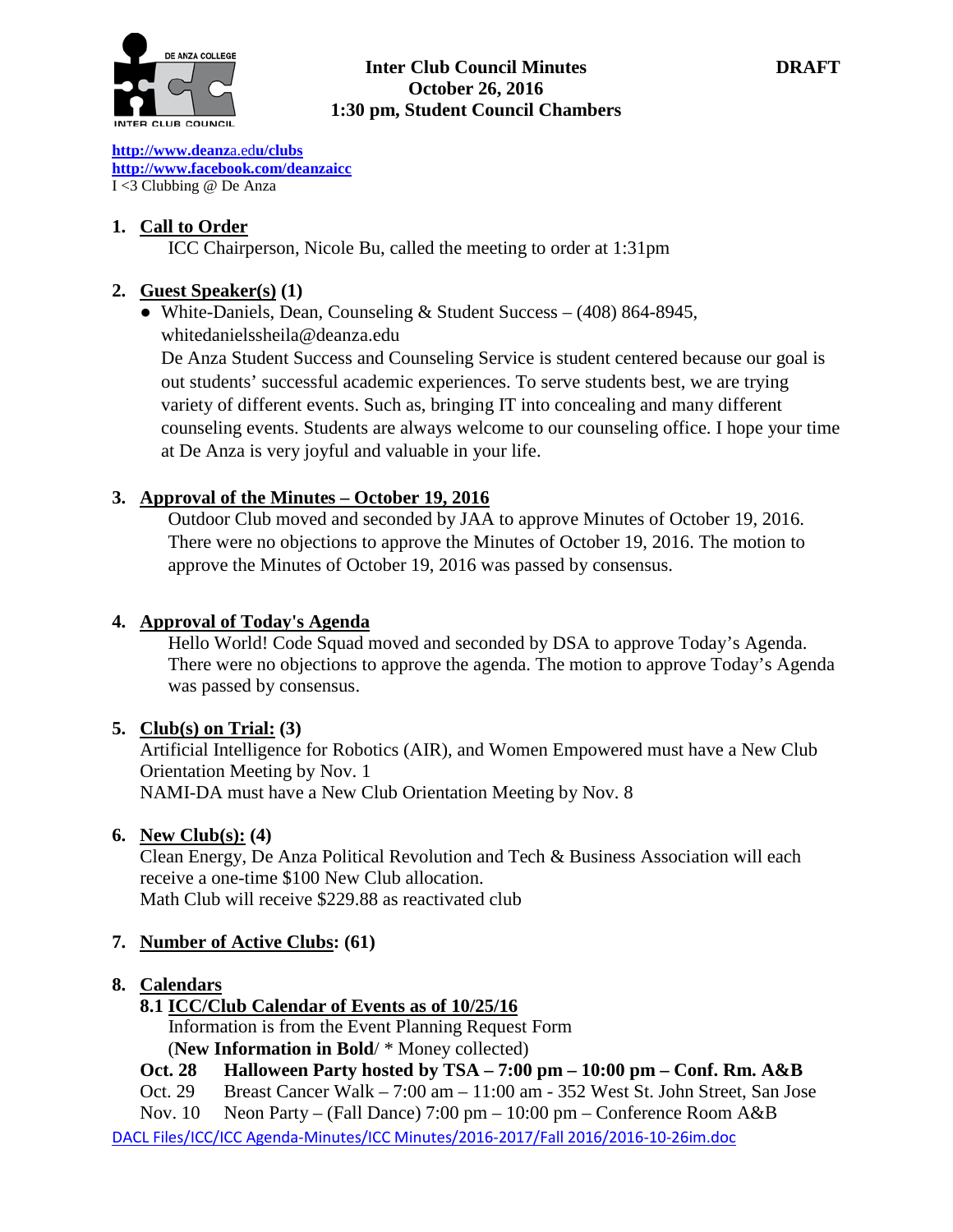# Inter Club Council Minutes
## October 26, 2016
## 1:30 pm, Student Council Chambers

**DRAFT**

http://www.deanza.edu/clubs
http://www.facebook.com/deanzaicc
I <3 Clubbing @ De Anza

1. **Call to Order**

   ICC Chairperson, Nicole Bu, called the meeting to order at 1:31pm

2. **Guest Speaker(s) (1)**

   - White-Daniels, Dean, Counseling & Student Success – (408) 864-8945, whitedanielssheila@deanza.edu

     De Anza Student Success and Counseling Service is student centered because our goal is out students' successful academic experiences. To serve students best, we are trying variety of different events. Such as, bringing IT into concealing and many different counseling events. Students are always welcome to our counseling office. I hope your time at De Anza is very joyful and valuable in your life.

3. **Approval of the Minutes – October 19, 2016**

   Outdoor Club moved and seconded by JAA to approve Minutes of October 19, 2016. There were no objections to approve the Minutes of October 19, 2016. The motion to approve the Minutes of October 19, 2016 was passed by consensus.

4. **Approval of Today's Agenda**

   Hello World! Code Squad moved and seconded by DSA to approve Today's Agenda. There were no objections to approve the agenda. The motion to approve Today's Agenda was passed by consensus.

5. **Club(s) on Trial: (3)**

   Artificial Intelligence for Robotics (AIR), and Women Empowered must have a New Club Orientation Meeting by Nov. 1
   NAMI-DA must have a New Club Orientation Meeting by Nov. 8

6. **New Club(s): (4)**

   Clean Energy, De Anza Political Revolution and Tech & Business Association will each receive a one-time $100 New Club allocation.
   Math Club will receive $229.88 as reactivated club

7. **Number of Active Clubs: (61)**

8. **Calendars**

   **8.1 ICC/Club Calendar of Events as of 10/25/16**

   Information is from the Event Planning Request Form
   (**New Information in Bold**/ * Money collected)

   **Oct. 28 Halloween Party hosted by TSA – 7:00 pm – 10:00 pm – Conf. Rm. A&B**
   Oct. 29 Breast Cancer Walk – 7:00 am – 11:00 am - 352 West St. John Street, San Jose
   Nov. 10 Neon Party – (Fall Dance) 7:00 pm – 10:00 pm – Conference Room A&B

DACL Files/ICC/ICC Agenda-Minutes/ICC Minutes/2016-2017/Fall 2016/2016-10-26im.doc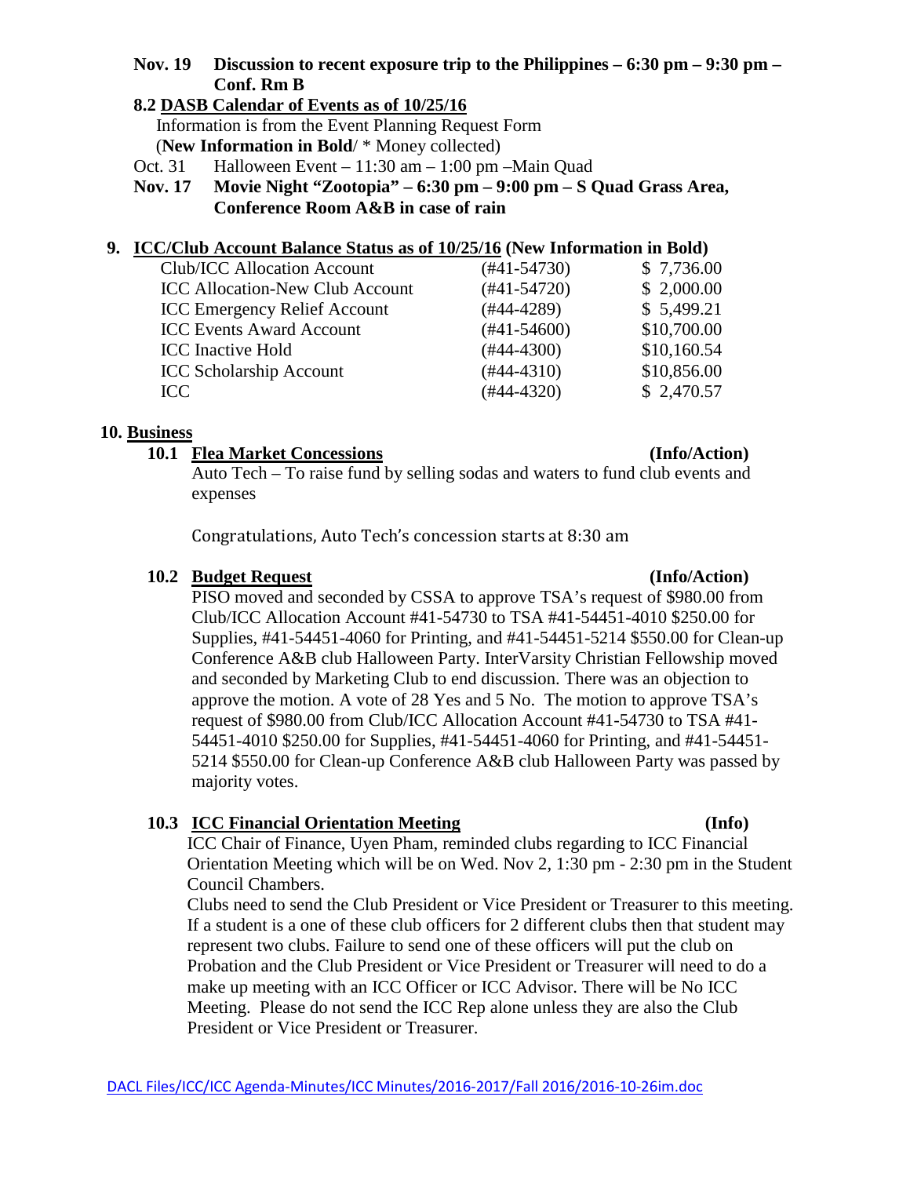**Nov. 19 Discussion to recent exposure trip to the Philippines – 6:30 pm – 9:30 pm – Conf. Rm B**

**8.2 DASB Calendar of Events as of 10/25/16**

Information is from the Event Planning Request Form (**New Information in Bold**/ * Money collected)

Oct. 31 Halloween Event – 11:30 am – 1:00 pm –Main Quad

**Nov. 17 Movie Night "Zootopia" – 6:30 pm – 9:00 pm – S Quad Grass Area, Conference Room A&B in case of rain**

## 9. ICC/Club Account Balance Status as of 10/25/16 (New Information in Bold)

| | | |
|---|---|---|
| Club/ICC Allocation Account | (#41-54730) | $ 7,736.00 |
| ICC Allocation-New Club Account | (#41-54720) | $ 2,000.00 |
| ICC Emergency Relief Account | (#44-4289) | $ 5,499.21 |
| ICC Events Award Account | (#41-54600) | $10,700.00 |
| ICC Inactive Hold | (#44-4300) | $10,160.54 |
| ICC Scholarship Account | (#44-4310) | $10,856.00 |
| ICC | (#44-4320) | $ 2,470.57 |

## 10. Business

### 10.1 Flea Market Concessions (Info/Action)

Auto Tech – To raise fund by selling sodas and waters to fund club events and expenses

Congratulations, Auto Tech's concession starts at 8:30 am

### 10.2 Budget Request (Info/Action)

PISO moved and seconded by CSSA to approve TSA's request of $980.00 from Club/ICC Allocation Account #41-54730 to TSA #41-54451-4010 $250.00 for Supplies, #41-54451-4060 for Printing, and #41-54451-5214 $550.00 for Clean-up Conference A&B club Halloween Party. InterVarsity Christian Fellowship moved and seconded by Marketing Club to end discussion. There was an objection to approve the motion. A vote of 28 Yes and 5 No. The motion to approve TSA's request of $980.00 from Club/ICC Allocation Account #41-54730 to TSA #41-54451-4010 $250.00 for Supplies, #41-54451-4060 for Printing, and #41-54451-5214 $550.00 for Clean-up Conference A&B club Halloween Party was passed by majority votes.

### 10.3 ICC Financial Orientation Meeting (Info)

ICC Chair of Finance, Uyen Pham, reminded clubs regarding to ICC Financial Orientation Meeting which will be on Wed. Nov 2, 1:30 pm - 2:30 pm in the Student Council Chambers.

Clubs need to send the Club President or Vice President or Treasurer to this meeting. If a student is a one of these club officers for 2 different clubs then that student may represent two clubs. Failure to send one of these officers will put the club on Probation and the Club President or Vice President or Treasurer will need to do a make up meeting with an ICC Officer or ICC Advisor. There will be No ICC Meeting. Please do not send the ICC Rep alone unless they are also the Club President or Vice President or Treasurer.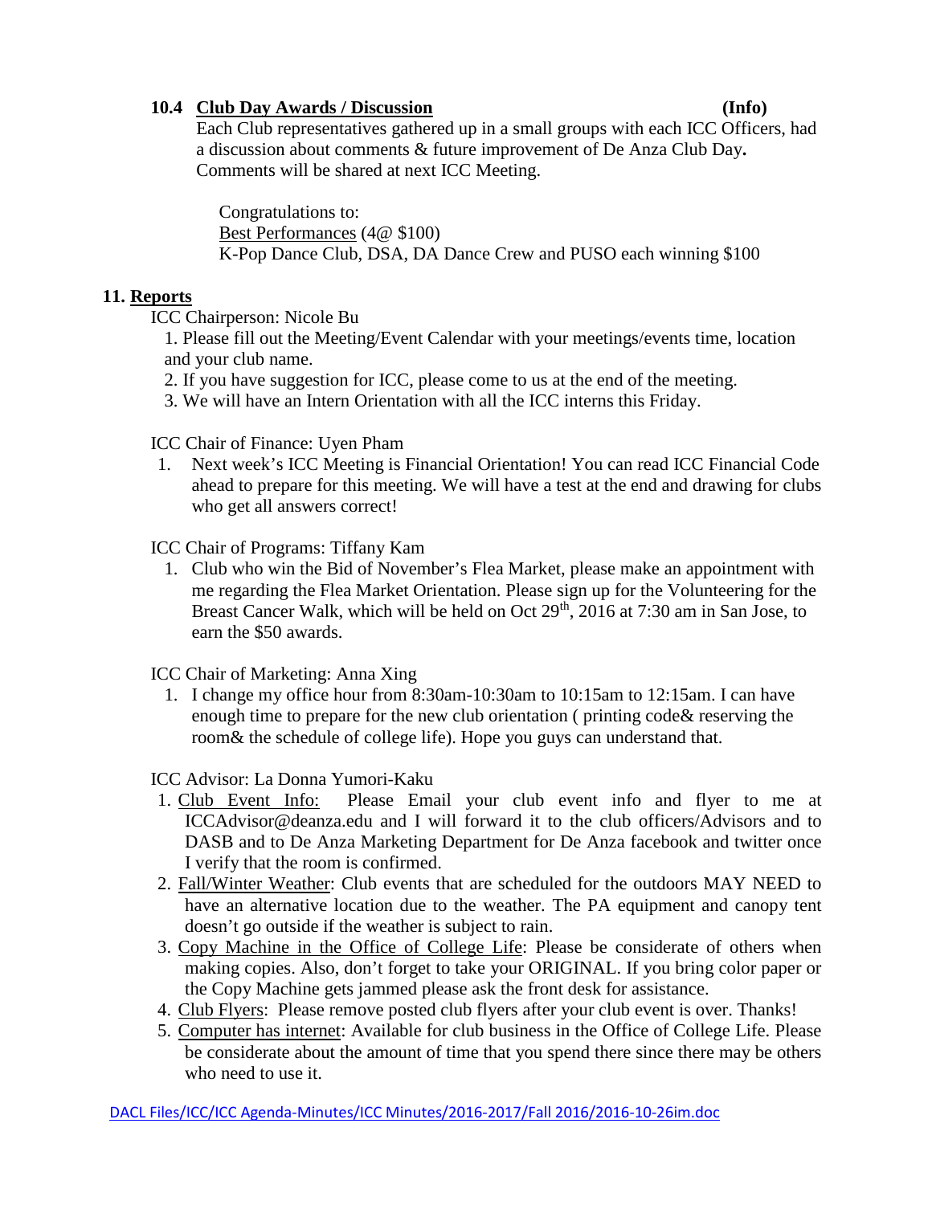**10.4 Club Day Awards / Discussion** **(Info)**

Each Club representatives gathered up in a small groups with each ICC Officers, had a discussion about comments & future improvement of De Anza Club Day**.** Comments will be shared at next ICC Meeting.

Congratulations to:
Best Performances (4@ $100)
K-Pop Dance Club, DSA, DA Dance Crew and PUSO each winning $100

## 11. Reports

ICC Chairperson: Nicole Bu

1. Please fill out the Meeting/Event Calendar with your meetings/events time, location and your club name.
2. If you have suggestion for ICC, please come to us at the end of the meeting.
3. We will have an Intern Orientation with all the ICC interns this Friday.

ICC Chair of Finance: Uyen Pham

1. Next week's ICC Meeting is Financial Orientation! You can read ICC Financial Code ahead to prepare for this meeting. We will have a test at the end and drawing for clubs who get all answers correct!

ICC Chair of Programs: Tiffany Kam

1. Club who win the Bid of November's Flea Market, please make an appointment with me regarding the Flea Market Orientation. Please sign up for the Volunteering for the Breast Cancer Walk, which will be held on Oct 29th, 2016 at 7:30 am in San Jose, to earn the $50 awards.

ICC Chair of Marketing: Anna Xing

1. I change my office hour from 8:30am-10:30am to 10:15am to 12:15am. I can have enough time to prepare for the new club orientation ( printing code& reserving the room& the schedule of college life). Hope you guys can understand that.

ICC Advisor: La Donna Yumori-Kaku

1. Club Event Info: Please Email your club event info and flyer to me at ICCAdvisor@deanza.edu and I will forward it to the club officers/Advisors and to DASB and to De Anza Marketing Department for De Anza facebook and twitter once I verify that the room is confirmed.
2. Fall/Winter Weather: Club events that are scheduled for the outdoors MAY NEED to have an alternative location due to the weather. The PA equipment and canopy tent doesn't go outside if the weather is subject to rain.
3. Copy Machine in the Office of College Life: Please be considerate of others when making copies. Also, don't forget to take your ORIGINAL. If you bring color paper or the Copy Machine gets jammed please ask the front desk for assistance.
4. Club Flyers: Please remove posted club flyers after your club event is over. Thanks!
5. Computer has internet: Available for club business in the Office of College Life. Please be considerate about the amount of time that you spend there since there may be others who need to use it.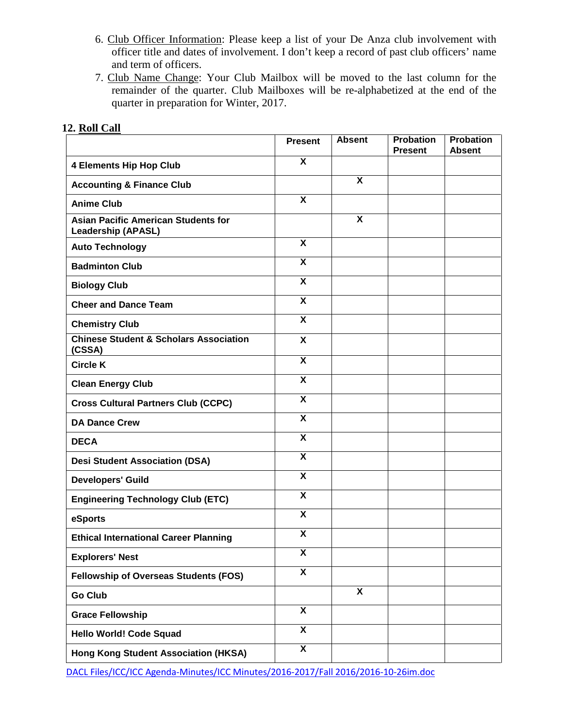6. Club Officer Information: Please keep a list of your De Anza club involvement with officer title and dates of involvement. I don't keep a record of past club officers' name and term of officers.
7. Club Name Change: Your Club Mailbox will be moved to the last column for the remainder of the quarter. Club Mailboxes will be re-alphabetized at the end of the quarter in preparation for Winter, 2017.

**12. Roll Call**

| | Present | Absent | Probation Present | Probation Absent |
|---|---|---|---|---|
| **4 Elements Hip Hop Club** | X | | | |
| **Accounting & Finance Club** | | X | | |
| **Anime Club** | X | | | |
| **Asian Pacific American Students for Leadership (APASL)** | | X | | |
| **Auto Technology** | X | | | |
| **Badminton Club** | X | | | |
| **Biology Club** | X | | | |
| **Cheer and Dance Team** | X | | | |
| **Chemistry Club** | X | | | |
| **Chinese Student & Scholars Association (CSSA)** | X | | | |
| **Circle K** | X | | | |
| **Clean Energy Club** | X | | | |
| **Cross Cultural Partners Club (CCPC)** | X | | | |
| **DA Dance Crew** | X | | | |
| **DECA** | X | | | |
| **Desi Student Association (DSA)** | X | | | |
| **Developers' Guild** | X | | | |
| **Engineering Technology Club (ETC)** | X | | | |
| **eSports** | X | | | |
| **Ethical International Career Planning** | X | | | |
| **Explorers' Nest** | X | | | |
| **Fellowship of Overseas Students (FOS)** | X | | | |
| **Go Club** | | X | | |
| **Grace Fellowship** | X | | | |
| **Hello World! Code Squad** | X | | | |
| **Hong Kong Student Association (HKSA)** | X | | | |

DACL Files/ICC/ICC Agenda-Minutes/ICC Minutes/2016-2017/Fall 2016/2016-10-26im.doc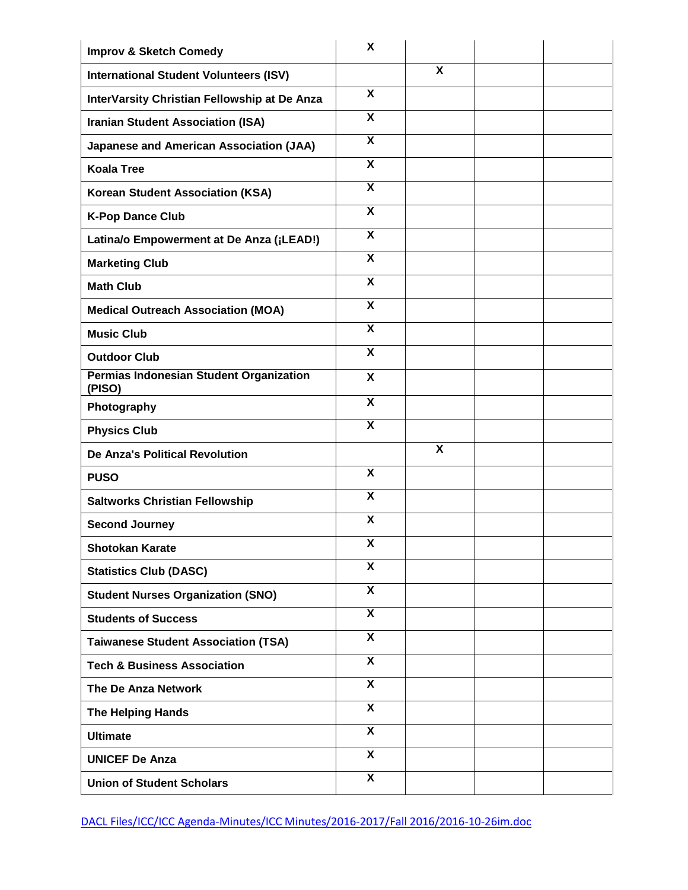| | | | | |
|---|---|---|---|---|
| Improv & Sketch Comedy | X | | | |
| International Student Volunteers (ISV) | | X | | |
| InterVarsity Christian Fellowship at De Anza | X | | | |
| Iranian Student Association (ISA) | X | | | |
| Japanese and American Association (JAA) | X | | | |
| Koala Tree | X | | | |
| Korean Student Association (KSA) | X | | | |
| K-Pop Dance Club | X | | | |
| Latina/o Empowerment at De Anza (¡LEAD!) | X | | | |
| Marketing Club | X | | | |
| Math Club | X | | | |
| Medical Outreach Association (MOA) | X | | | |
| Music Club | X | | | |
| Outdoor Club | X | | | |
| Permias Indonesian Student Organization (PISO) | X | | | |
| Photography | X | | | |
| Physics Club | X | | | |
| De Anza's Political Revolution | | X | | |
| PUSO | X | | | |
| Saltworks Christian Fellowship | X | | | |
| Second Journey | X | | | |
| Shotokan Karate | X | | | |
| Statistics Club (DASC) | X | | | |
| Student Nurses Organization (SNO) | X | | | |
| Students of Success | X | | | |
| Taiwanese Student Association (TSA) | X | | | |
| Tech & Business Association | X | | | |
| The De Anza Network | X | | | |
| The Helping Hands | X | | | |
| Ultimate | X | | | |
| UNICEF De Anza | X | | | |
| Union of Student Scholars | X | | | |

DACL Files/ICC/ICC Agenda-Minutes/ICC Minutes/2016-2017/Fall 2016/2016-10-26im.doc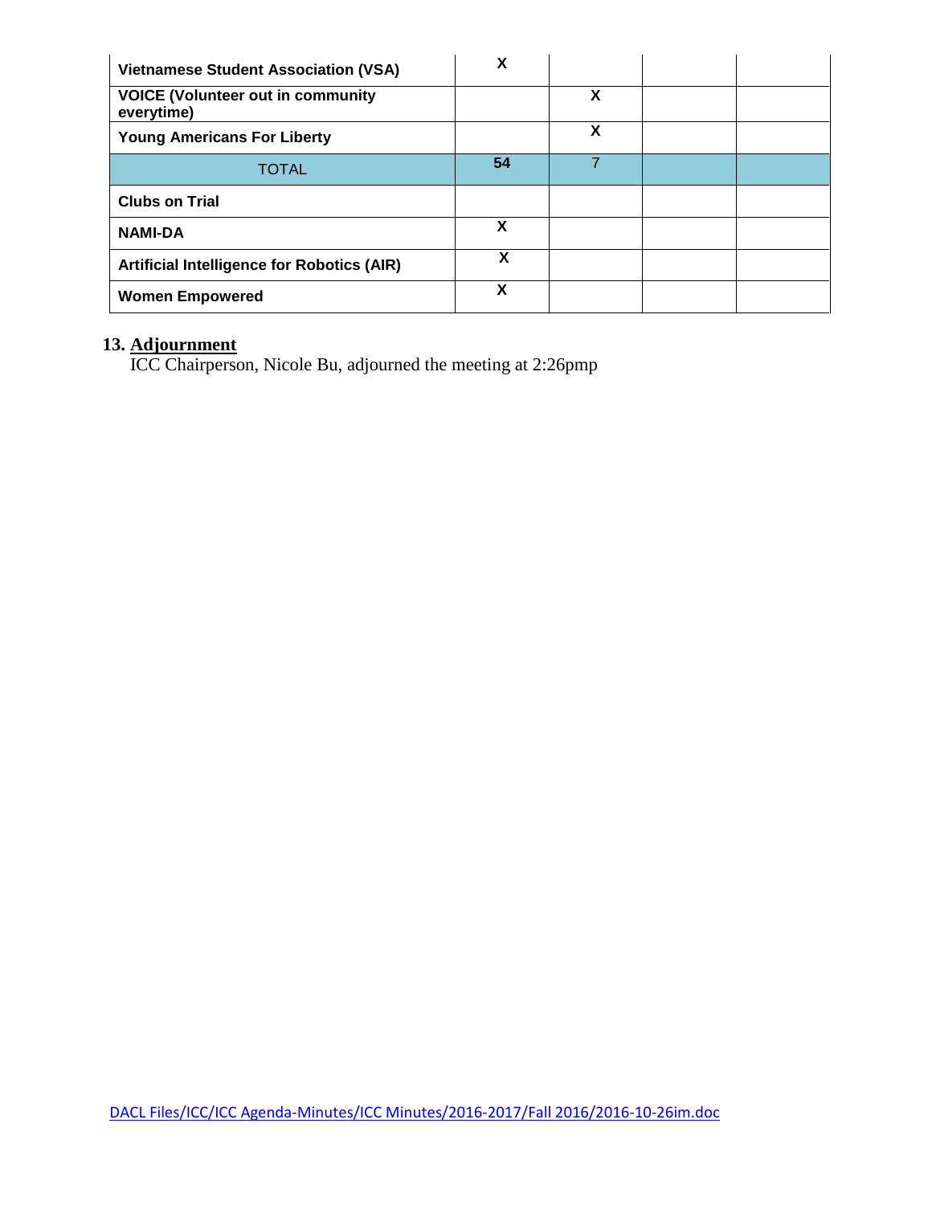| | | | | |
|---|---|---|---|---|
| **Vietnamese Student Association (VSA)** | **X** | | | |
| **VOICE (Volunteer out in community everytime)** | | **X** | | |
| **Young Americans For Liberty** | | **X** | | |
| TOTAL | **54** | 7 | | |
| **Clubs on Trial** | | | | |
| **NAMI-DA** | **X** | | | |
| **Artificial Intelligence for Robotics (AIR)** | **X** | | | |
| **Women Empowered** | **X** | | | |

**13. Adjournment**

ICC Chairperson, Nicole Bu, adjourned the meeting at 2:26pmp

DACL Files/ICC/ICC Agenda-Minutes/ICC Minutes/2016-2017/Fall 2016/2016-10-26im.doc